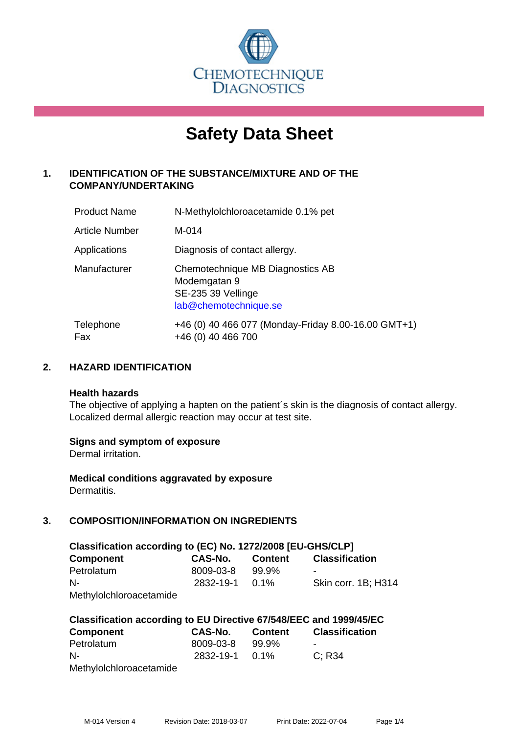CHEMOTECHNIQUE DIAGNOSTICS

# Safety Data Sheet

## 1. IDENTIFICATION OF THE SUBSTANCE/MIXTURE AND OF THE COMPANY/UNDERTAKING

| | |
|---|---|
| Product Name | N-Methylolchloroacetamide 0.1% pet |
| Article Number | M-014 |
| Applications | Diagnosis of contact allergy. |
| Manufacturer | Chemotechnique MB Diagnostics AB<br>Modemgatan 9<br>SE-235 39 Vellinge<br>lab@chemotechnique.se |
| Telephone<br>Fax | +46 (0) 40 466 077 (Monday-Friday 8.00-16.00 GMT+1)<br>+46 (0) 40 466 700 |

## 2. HAZARD IDENTIFICATION

**Health hazards**
The objective of applying a hapten on the patient´s skin is the diagnosis of contact allergy. Localized dermal allergic reaction may occur at test site.

**Signs and symptom of exposure**
Dermal irritation.

**Medical conditions aggravated by exposure**
Dermatitis.

## 3. COMPOSITION/INFORMATION ON INGREDIENTS

**Classification according to (EC) No. 1272/2008 [EU-GHS/CLP]**

| Component | CAS-No. | Content | Classification |
|---|---|---|---|
| Petrolatum | 8009-03-8 | 99.9% | - |
| N-Methylolchloroacetamide | 2832-19-1 | 0.1% | Skin corr. 1B; H314 |

**Classification according to EU Directive 67/548/EEC and 1999/45/EC**

| Component | CAS-No. | Content | Classification |
|---|---|---|---|
| Petrolatum | 8009-03-8 | 99.9% | - |
| N-Methylolchloroacetamide | 2832-19-1 | 0.1% | C; R34 |

M-014 Version 4 Revision Date: 2018-03-07 Print Date: 2022-07-04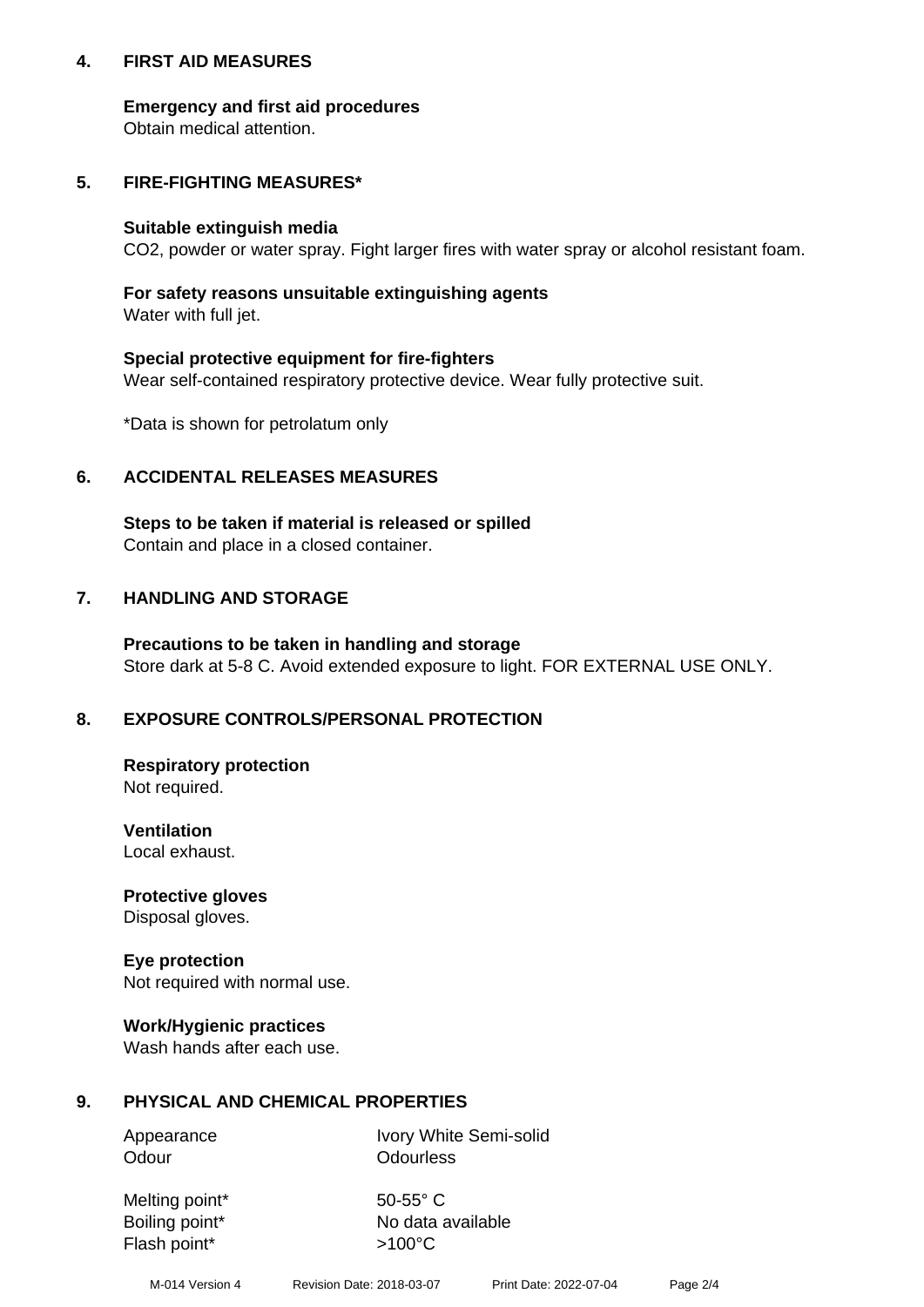## 4. FIRST AID MEASURES

**Emergency and first aid procedures**
Obtain medical attention.

## 5. FIRE-FIGHTING MEASURES*

**Suitable extinguish media**
$CO_2$, powder or water spray. Fight larger fires with water spray or alcohol resistant foam.

**For safety reasons unsuitable extinguishing agents**
Water with full jet.

**Special protective equipment for fire-fighters**
Wear self-contained respiratory protective device. Wear fully protective suit.

*Data is shown for petrolatum only

## 6. ACCIDENTAL RELEASES MEASURES

**Steps to be taken if material is released or spilled**
Contain and place in a closed container.

## 7. HANDLING AND STORAGE

**Precautions to be taken in handling and storage**
Store dark at 5-8 C. Avoid extended exposure to light. FOR EXTERNAL USE ONLY.

## 8. EXPOSURE CONTROLS/PERSONAL PROTECTION

**Respiratory protection**
Not required.

**Ventilation**
Local exhaust.

**Protective gloves**
Disposal gloves.

**Eye protection**
Not required with normal use.

**Work/Hygienic practices**
Wash hands after each use.

## 9. PHYSICAL AND CHEMICAL PROPERTIES

| | |
|---|---|
| Appearance | Ivory White Semi-solid |
| Odour | Odourless |
| Melting point* | 50-55° C |
| Boiling point* | No data available |
| Flash point* | >100°C |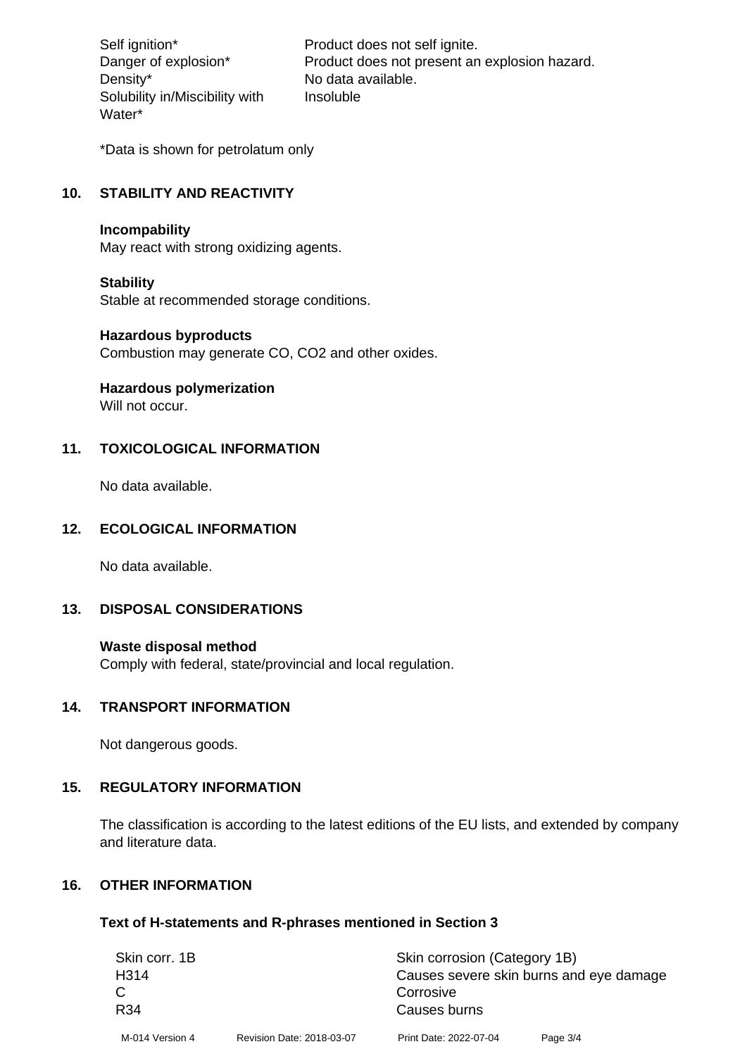| | |
|---|---|
| Self ignition* | Product does not self ignite. |
| Danger of explosion* | Product does not present an explosion hazard. |
| Density* | No data available. |
| Solubility in/Miscibility with Water* | Insoluble |

*Data is shown for petrolatum only

## 10. STABILITY AND REACTIVITY

**Incompability**
May react with strong oxidizing agents.

**Stability**
Stable at recommended storage conditions.

**Hazardous byproducts**
Combustion may generate CO, $CO_2$ and other oxides.

**Hazardous polymerization**
Will not occur.

## 11. TOXICOLOGICAL INFORMATION

No data available.

## 12. ECOLOGICAL INFORMATION

No data available.

## 13. DISPOSAL CONSIDERATIONS

**Waste disposal method**
Comply with federal, state/provincial and local regulation.

## 14. TRANSPORT INFORMATION

Not dangerous goods.

## 15. REGULATORY INFORMATION

The classification is according to the latest editions of the EU lists, and extended by company and literature data.

## 16. OTHER INFORMATION

**Text of H-statements and R-phrases mentioned in Section 3**

| | |
|---|---|
| Skin corr. 1B | Skin corrosion (Category 1B) |
| H314 | Causes severe skin burns and eye damage |
| C | Corrosive |
| R34 | Causes burns |

M-014 Version 4 Revision Date: 2018-03-07 Print Date: 2022-07-04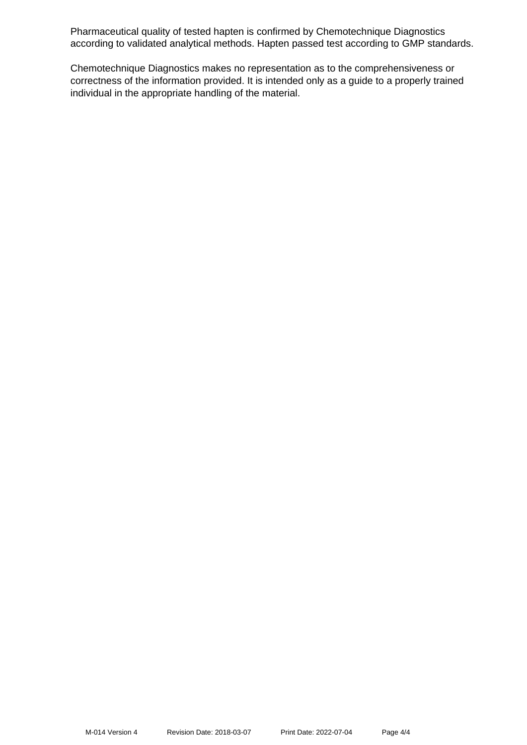Pharmaceutical quality of tested hapten is confirmed by Chemotechnique Diagnostics according to validated analytical methods. Hapten passed test according to GMP standards.

Chemotechnique Diagnostics makes no representation as to the comprehensiveness or correctness of the information provided. It is intended only as a guide to a properly trained individual in the appropriate handling of the material.